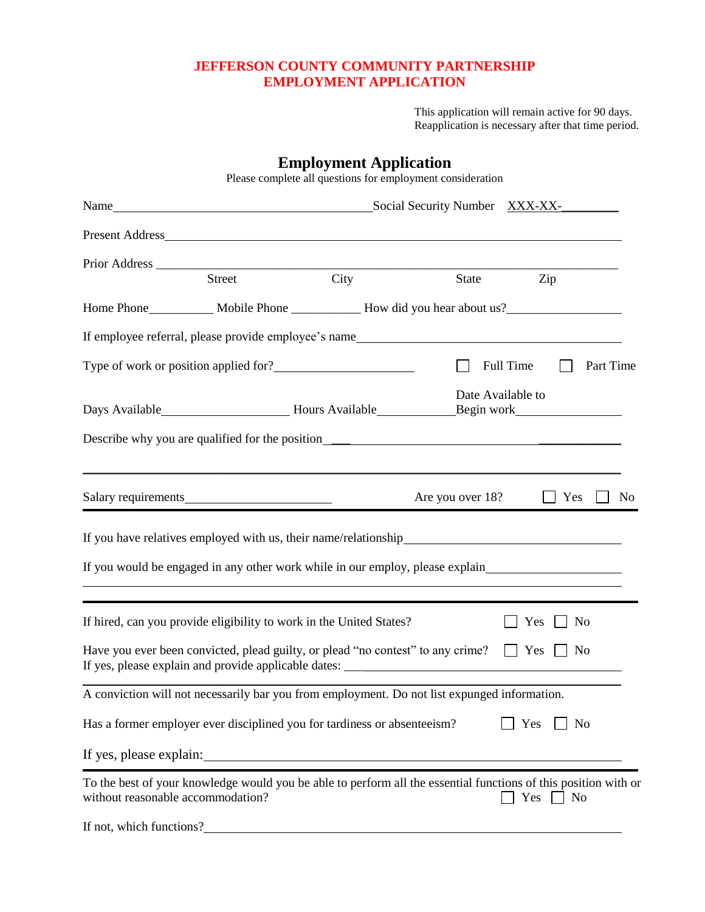**JEFFERSON COUNTY COMMUNITY PARTNERSHIP**
**EMPLOYMENT APPLICATION**

This application will remain active for 90 days.
Reapplication is necessary after that time period.

## Employment Application

Please complete all questions for employment consideration

Name_________________________________________ Social Security Number XXX-XX-________

Present Address_____________________________________________________________________

Prior Address ______________________________________________________________________
Street City State Zip

Home Phone__________ Mobile Phone __________ How did you hear about us?_________________

If employee referral, please provide employee's name__________________________________________

Type of work or position applied for?_____________________ ☐ Full Time ☐ Part Time

Days Available____________________ Hours Available____________ Date Available to Begin work________________

Describe why you are qualified for the position_________________________________________________

_____________________________________________________________________________

Salary requirements_______________________ Are you over 18? ☐ Yes ☐ No

---

If you have relatives employed with us, their name/relationship____________________________________

If you would be engaged in any other work while in our employ, please explain____________________

_____________________________________________________________________________

---

If hired, can you provide eligibility to work in the United States? ☐ Yes ☐ No

Have you ever been convicted, plead guilty, or plead "no contest" to any crime? ☐ Yes ☐ No
If yes, please explain and provide applicable dates: ______________________________________________

_____________________________________________________________________________

A conviction will not necessarily bar you from employment. Do not list expunged information.

Has a former employer ever disciplined you for tardiness or absenteeism? ☐ Yes ☐ No

If yes, please explain:_______________________________________________________________

---

To the best of your knowledge would you be able to perform all the essential functions of this position with or without reasonable accommodation? ☐ Yes ☐ No

If not, which functions?______________________________________________________________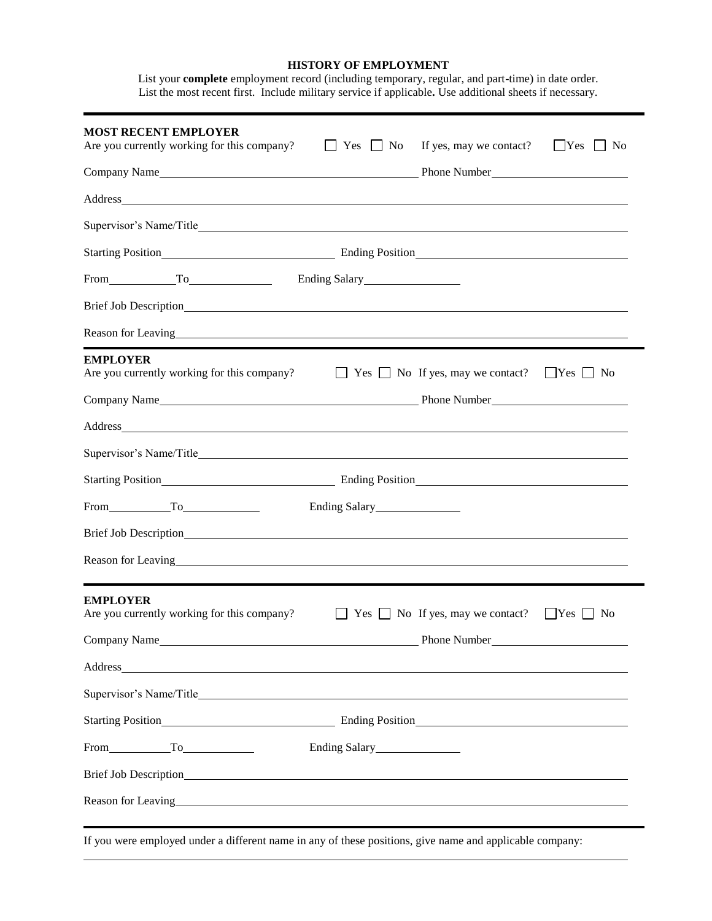# HISTORY OF EMPLOYMENT

List your **complete** employment record (including temporary, regular, and part-time) in date order. List the most recent first. Include military service if applicable**.** Use additional sheets if necessary.

---

**MOST RECENT EMPLOYER**

Are you currently working for this company? ☐ Yes ☐ No If yes, may we contact? ☐ Yes ☐ No

Company Name\_\_\_\_\_\_\_\_\_\_\_\_\_\_\_\_\_\_\_\_\_\_\_\_ Phone Number\_\_\_\_\_\_\_\_\_\_\_\_\_\_\_\_

Address\_\_\_\_\_\_\_\_\_\_\_\_\_\_\_\_\_\_\_\_\_\_\_\_\_\_\_\_\_\_\_\_\_\_\_\_\_\_\_\_

Supervisor's Name/Title\_\_\_\_\_\_\_\_\_\_\_\_\_\_\_\_\_\_\_\_\_\_\_\_\_\_\_\_\_\_\_\_

Starting Position\_\_\_\_\_\_\_\_\_\_\_\_\_\_\_\_ Ending Position\_\_\_\_\_\_\_\_\_\_\_\_\_\_\_\_

From\_\_\_\_\_\_\_\_To\_\_\_\_\_\_\_\_ Ending Salary\_\_\_\_\_\_\_\_

Brief Job Description\_\_\_\_\_\_\_\_\_\_\_\_\_\_\_\_\_\_\_\_\_\_\_\_\_\_\_\_\_\_\_\_

Reason for Leaving\_\_\_\_\_\_\_\_\_\_\_\_\_\_\_\_\_\_\_\_\_\_\_\_\_\_\_\_\_\_\_\_

---

**EMPLOYER**

Are you currently working for this company? ☐ Yes ☐ No If yes, may we contact? ☐ Yes ☐ No

Company Name\_\_\_\_\_\_\_\_\_\_\_\_\_\_\_\_\_\_\_\_\_\_\_\_ Phone Number\_\_\_\_\_\_\_\_\_\_\_\_\_\_\_\_

Address\_\_\_\_\_\_\_\_\_\_\_\_\_\_\_\_\_\_\_\_\_\_\_\_\_\_\_\_\_\_\_\_\_\_\_\_\_\_\_\_

Supervisor's Name/Title\_\_\_\_\_\_\_\_\_\_\_\_\_\_\_\_\_\_\_\_\_\_\_\_\_\_\_\_\_\_\_\_

Starting Position\_\_\_\_\_\_\_\_\_\_\_\_\_\_\_\_ Ending Position\_\_\_\_\_\_\_\_\_\_\_\_\_\_\_\_

From\_\_\_\_\_\_\_\_To\_\_\_\_\_\_\_\_ Ending Salary\_\_\_\_\_\_\_\_

Brief Job Description\_\_\_\_\_\_\_\_\_\_\_\_\_\_\_\_\_\_\_\_\_\_\_\_\_\_\_\_\_\_\_\_

Reason for Leaving\_\_\_\_\_\_\_\_\_\_\_\_\_\_\_\_\_\_\_\_\_\_\_\_\_\_\_\_\_\_\_\_

---

**EMPLOYER**

Are you currently working for this company? ☐ Yes ☐ No If yes, may we contact? ☐ Yes ☐ No

Company Name\_\_\_\_\_\_\_\_\_\_\_\_\_\_\_\_\_\_\_\_\_\_\_\_ Phone Number\_\_\_\_\_\_\_\_\_\_\_\_\_\_\_\_

Address\_\_\_\_\_\_\_\_\_\_\_\_\_\_\_\_\_\_\_\_\_\_\_\_\_\_\_\_\_\_\_\_\_\_\_\_\_\_\_\_

Supervisor's Name/Title\_\_\_\_\_\_\_\_\_\_\_\_\_\_\_\_\_\_\_\_\_\_\_\_\_\_\_\_\_\_\_\_

Starting Position\_\_\_\_\_\_\_\_\_\_\_\_\_\_\_\_ Ending Position\_\_\_\_\_\_\_\_\_\_\_\_\_\_\_\_

From\_\_\_\_\_\_\_\_To\_\_\_\_\_\_\_\_ Ending Salary\_\_\_\_\_\_\_\_

Brief Job Description\_\_\_\_\_\_\_\_\_\_\_\_\_\_\_\_\_\_\_\_\_\_\_\_\_\_\_\_\_\_\_\_

Reason for Leaving\_\_\_\_\_\_\_\_\_\_\_\_\_\_\_\_\_\_\_\_\_\_\_\_\_\_\_\_\_\_\_\_

---

If you were employed under a different name in any of these positions, give name and applicable company:

\_\_\_\_\_\_\_\_\_\_\_\_\_\_\_\_\_\_\_\_\_\_\_\_\_\_\_\_\_\_\_\_\_\_\_\_\_\_\_\_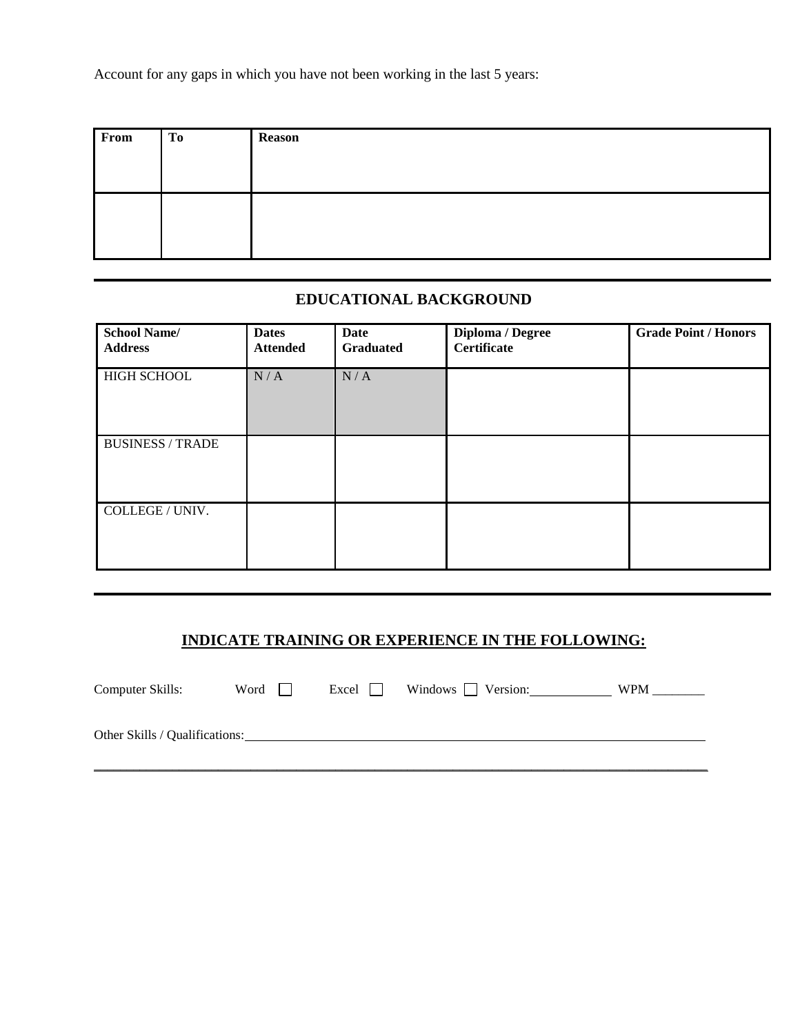Account for any gaps in which you have not been working in the last 5 years:

| From | To | Reason |
|---|---|---|
| | | |

## EDUCATIONAL BACKGROUND

| School Name/ Address | Dates Attended | Date Graduated | Diploma / Degree Certificate | Grade Point / Honors |
|---|---|---|---|---|
| HIGH SCHOOL | N / A | N / A | | |
| BUSINESS / TRADE | | | | |
| COLLEGE / UNIV. | | | | |

## INDICATE TRAINING OR EXPERIENCE IN THE FOLLOWING:

Computer Skills: Word ☐ Excel ☐ Windows ☐ Version:____________ WPM ________

Other Skills / Qualifications:________________________________________________________________________

______________________________________________________________________________________________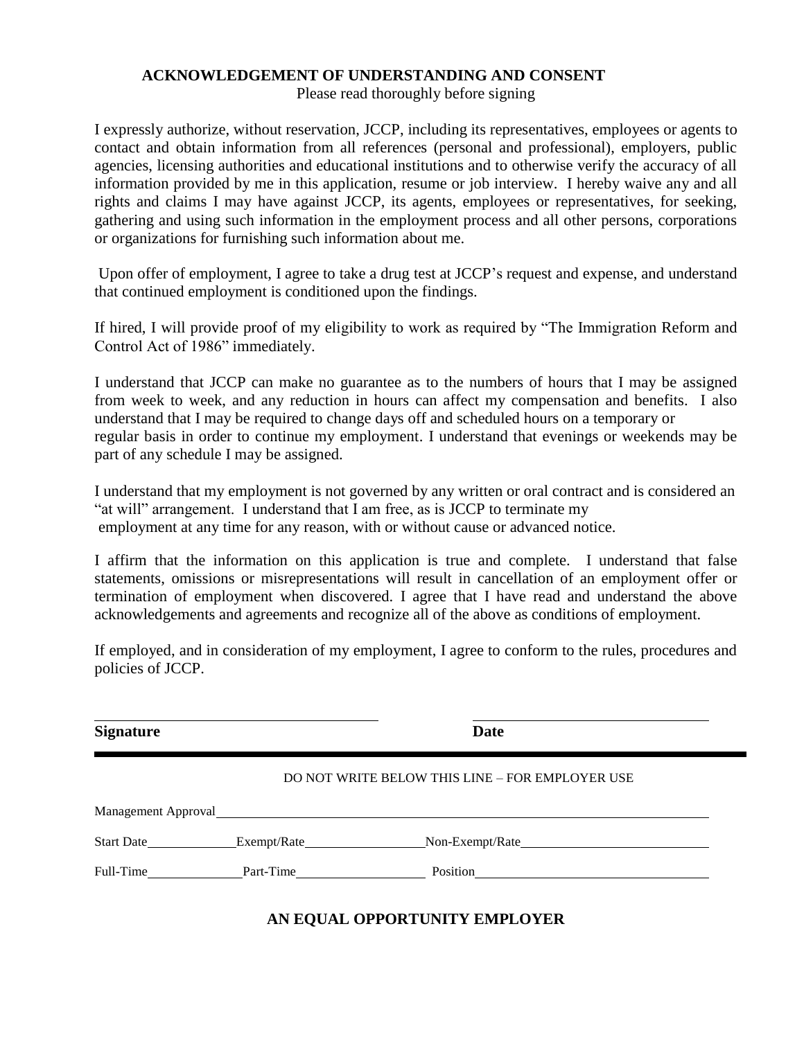## ACKNOWLEDGEMENT OF UNDERSTANDING AND CONSENT

Please read thoroughly before signing

I expressly authorize, without reservation, JCCP, including its representatives, employees or agents to contact and obtain information from all references (personal and professional), employers, public agencies, licensing authorities and educational institutions and to otherwise verify the accuracy of all information provided by me in this application, resume or job interview. I hereby waive any and all rights and claims I may have against JCCP, its agents, employees or representatives, for seeking, gathering and using such information in the employment process and all other persons, corporations or organizations for furnishing such information about me.

Upon offer of employment, I agree to take a drug test at JCCP's request and expense, and understand that continued employment is conditioned upon the findings.

If hired, I will provide proof of my eligibility to work as required by "The Immigration Reform and Control Act of 1986" immediately.

I understand that JCCP can make no guarantee as to the numbers of hours that I may be assigned from week to week, and any reduction in hours can affect my compensation and benefits. I also understand that I may be required to change days off and scheduled hours on a temporary or regular basis in order to continue my employment. I understand that evenings or weekends may be part of any schedule I may be assigned.

I understand that my employment is not governed by any written or oral contract and is considered an "at will" arrangement. I understand that I am free, as is JCCP to terminate my employment at any time for any reason, with or without cause or advanced notice.

I affirm that the information on this application is true and complete. I understand that false statements, omissions or misrepresentations will result in cancellation of an employment offer or termination of employment when discovered. I agree that I have read and understand the above acknowledgements and agreements and recognize all of the above as conditions of employment.

If employed, and in consideration of my employment, I agree to conform to the rules, procedures and policies of JCCP.

**Signature** ______________________ **Date** ______________________

---

DO NOT WRITE BELOW THIS LINE – FOR EMPLOYER USE

Management Approval ______________________

Start Date __________ Exempt/Rate __________ Non-Exempt/Rate __________

Full-Time __________ Part-Time __________ Position __________

**AN EQUAL OPPORTUNITY EMPLOYER**